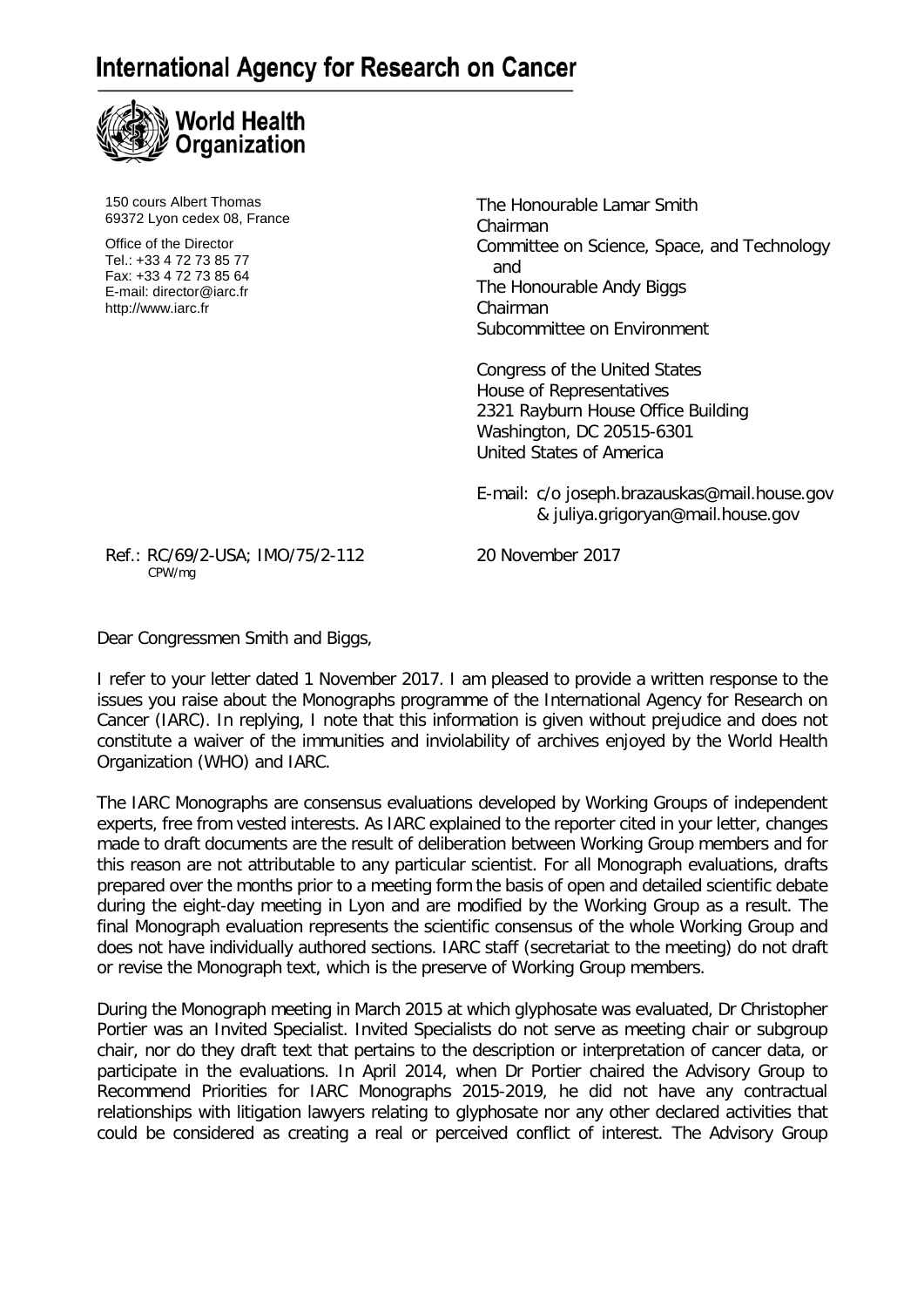# International Agency for Research on Cancer

World Health Organization

150 cours Albert Thomas
69372 Lyon cedex 08, France

Office of the Director
Tel.: +33 4 72 73 85 77
Fax: +33 4 72 73 85 64
E-mail: director@iarc.fr
http://www.iarc.fr

The Honourable Lamar Smith
Chairman
Committee on Science, Space, and Technology
and
The Honourable Andy Biggs
Chairman
Subcommittee on Environment

Congress of the United States
House of Representatives
2321 Rayburn House Office Building
Washington, DC 20515-6301
United States of America

E-mail: c/o joseph.brazauskas@mail.house.gov
& juliya.grigoryan@mail.house.gov

Ref.: RC/69/2-USA; IMO/75/2-112
CPW/mg

20 November 2017

Dear Congressmen Smith and Biggs,

I refer to your letter dated 1 November 2017. I am pleased to provide a written response to the issues you raise about the Monographs programme of the International Agency for Research on Cancer (IARC). In replying, I note that this information is given without prejudice and does not constitute a waiver of the immunities and inviolability of archives enjoyed by the World Health Organization (WHO) and IARC.

The IARC Monographs are consensus evaluations developed by Working Groups of independent experts, free from vested interests. As IARC explained to the reporter cited in your letter, changes made to draft documents are the result of deliberation between Working Group members and for this reason are not attributable to any particular scientist. For all Monograph evaluations, drafts prepared over the months prior to a meeting form the basis of open and detailed scientific debate during the eight-day meeting in Lyon and are modified by the Working Group as a result. The final Monograph evaluation represents the scientific consensus of the whole Working Group and does not have individually authored sections. IARC staff (secretariat to the meeting) do not draft or revise the Monograph text, which is the preserve of Working Group members.

During the Monograph meeting in March 2015 at which glyphosate was evaluated, Dr Christopher Portier was an Invited Specialist. Invited Specialists do not serve as meeting chair or subgroup chair, nor do they draft text that pertains to the description or interpretation of cancer data, or participate in the evaluations. In April 2014, when Dr Portier chaired the Advisory Group to Recommend Priorities for IARC Monographs 2015-2019, he did not have any contractual relationships with litigation lawyers relating to glyphosate nor any other declared activities that could be considered as creating a real or perceived conflict of interest. The Advisory Group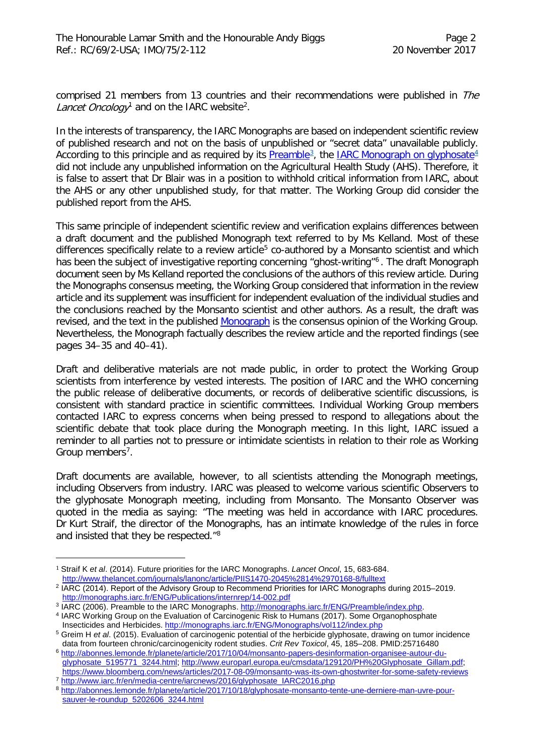comprised 21 members from 13 countries and their recommendations were published in *The Lancet Oncology*[1] and on the IARC website[2].

In the interests of transparency, the IARC Monographs are based on independent scientific review of published research and not on the basis of unpublished or "secret data" unavailable publicly. According to this principle and as required by its [Preamble](http://monographs.iarc.fr/ENG/Preamble/index.php)[3], the [IARC Monograph on glyphosate](http://monographs.iarc.fr/ENG/Monographs/vol112/index.php)[4] did not include any unpublished information on the Agricultural Health Study (AHS). Therefore, it is false to assert that Dr Blair was in a position to withhold critical information from IARC, about the AHS or any other unpublished study, for that matter. The Working Group did consider the published report from the AHS.

This same principle of independent scientific review and verification explains differences between a draft document and the published Monograph text referred to by Ms Kelland. Most of these differences specifically relate to a review article[5] co-authored by a Monsanto scientist and which has been the subject of investigative reporting concerning "ghost-writing"[6]. The draft Monograph document seen by Ms Kelland reported the conclusions of the authors of this review article. During the Monographs consensus meeting, the Working Group considered that information in the review article and its supplement was insufficient for independent evaluation of the individual studies and the conclusions reached by the Monsanto scientist and other authors. As a result, the draft was revised, and the text in the published Monograph is the consensus opinion of the Working Group. Nevertheless, the Monograph factually describes the review article and the reported findings (see pages 34–35 and 40–41).

Draft and deliberative materials are not made public, in order to protect the Working Group scientists from interference by vested interests. The position of IARC and the WHO concerning the public release of deliberative documents, or records of deliberative scientific discussions, is consistent with standard practice in scientific committees. Individual Working Group members contacted IARC to express concerns when being pressed to respond to allegations about the scientific debate that took place during the Monograph meeting. In this light, IARC issued a reminder to all parties not to pressure or intimidate scientists in relation to their role as Working Group members[7].

Draft documents are available, however, to all scientists attending the Monograph meetings, including Observers from industry. IARC was pleased to welcome various scientific Observers to the glyphosate Monograph meeting, including from Monsanto. The Monsanto Observer was quoted in the media as saying: "The meeting was held in accordance with IARC procedures. Dr Kurt Straif, the director of the Monographs, has an intimate knowledge of the rules in force and insisted that they be respected."[8]

---

[1] Straif K *et al*. (2014). Future priorities for the IARC Monographs. *Lancet Oncol*, 15, 683-684. http://www.thelancet.com/journals/lanonc/article/PIIS1470-2045%2814%2970168-8/fulltext

[2] IARC (2014). Report of the Advisory Group to Recommend Priorities for IARC Monographs during 2015–2019. http://monographs.iarc.fr/ENG/Publications/internrep/14-002.pdf

[3] IARC (2006). Preamble to the IARC Monographs. http://monographs.iarc.fr/ENG/Preamble/index.php.

[4] IARC Working Group on the Evaluation of Carcinogenic Risk to Humans (2017). Some Organophosphate Insecticides and Herbicides. http://monographs.iarc.fr/ENG/Monographs/vol112/index.php

[5] Greim H *et al*. (2015). Evaluation of carcinogenic potential of the herbicide glyphosate, drawing on tumor incidence data from fourteen chronic/carcinogenicity rodent studies. *Crit Rev Toxicol*, 45, 185–208. PMID:25716480

[6] http://abonnes.lemonde.fr/planete/article/2017/10/04/monsanto-papers-desinformation-organisee-autour-du-glyphosate_5195771_3244.html; http://www.europarl.europa.eu/cmsdata/129120/PH%20Glyphosate_Gillam.pdf; https://www.bloomberg.com/news/articles/2017-08-09/monsanto-was-its-own-ghostwriter-for-some-safety-reviews

[7] http://www.iarc.fr/en/media-centre/iarcnews/2016/glyphosate_IARC2016.php

[8] http://abonnes.lemonde.fr/planete/article/2017/10/18/glyphosate-monsanto-tente-une-derniere-man-uvre-pour-sauver-le-roundup_5202606_3244.html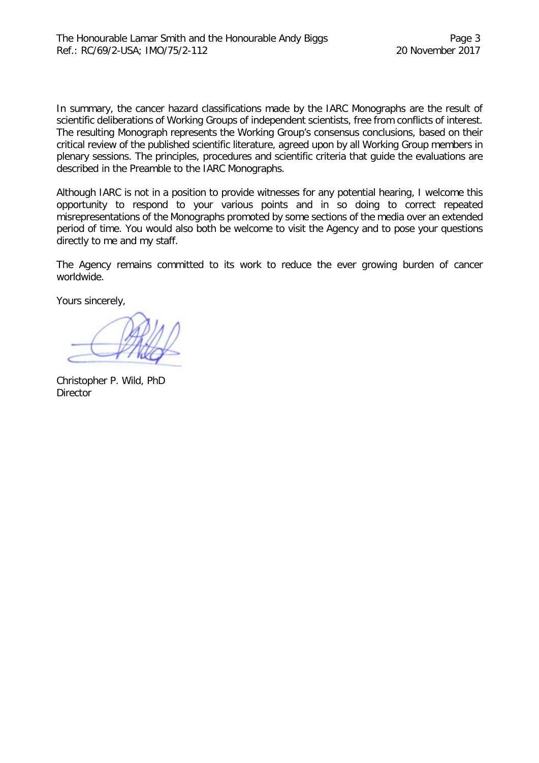In summary, the cancer hazard classifications made by the IARC Monographs are the result of scientific deliberations of Working Groups of independent scientists, free from conflicts of interest. The resulting Monograph represents the Working Group's consensus conclusions, based on their critical review of the published scientific literature, agreed upon by all Working Group members in plenary sessions. The principles, procedures and scientific criteria that guide the evaluations are described in the Preamble to the IARC Monographs.

Although IARC is not in a position to provide witnesses for any potential hearing, I welcome this opportunity to respond to your various points and in so doing to correct repeated misrepresentations of the Monographs promoted by some sections of the media over an extended period of time. You would also both be welcome to visit the Agency and to pose your questions directly to me and my staff.

The Agency remains committed to its work to reduce the ever growing burden of cancer worldwide.

Yours sincerely,

Christopher P. Wild, PhD
Director